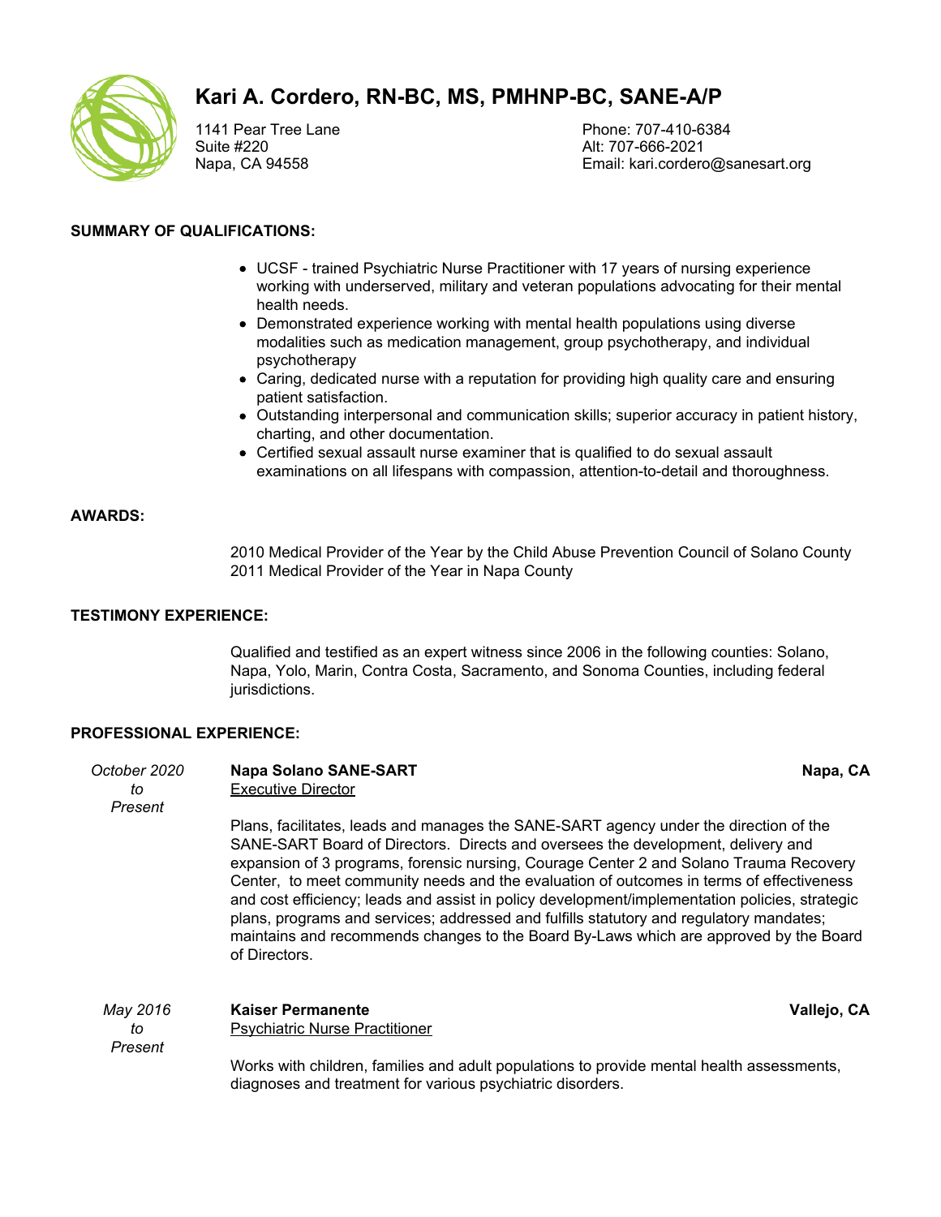# Kari A. Cordero, RN-BC, MS, PMHNP-BC, SANE-A/P

1141 Pear Tree Lane
Suite #220
Napa, CA 94558

Phone: 707-410-6384
Alt: 707-666-2021
Email: kari.cordero@sanesart.org

## SUMMARY OF QUALIFICATIONS:

- UCSF - trained Psychiatric Nurse Practitioner with 17 years of nursing experience working with underserved, military and veteran populations advocating for their mental health needs.
- Demonstrated experience working with mental health populations using diverse modalities such as medication management, group psychotherapy, and individual psychotherapy
- Caring, dedicated nurse with a reputation for providing high quality care and ensuring patient satisfaction.
- Outstanding interpersonal and communication skills; superior accuracy in patient history, charting, and other documentation.
- Certified sexual assault nurse examiner that is qualified to do sexual assault examinations on all lifespans with compassion, attention-to-detail and thoroughness.

## AWARDS:

2010 Medical Provider of the Year by the Child Abuse Prevention Council of Solano County
2011 Medical Provider of the Year in Napa County

## TESTIMONY EXPERIENCE:

Qualified and testified as an expert witness since 2006 in the following counties: Solano, Napa, Yolo, Marin, Contra Costa, Sacramento, and Sonoma Counties, including federal jurisdictions.

## PROFESSIONAL EXPERIENCE:

*October 2020 to Present*

**Napa Solano SANE-SART** — **Napa, CA**
Executive Director

Plans, facilitates, leads and manages the SANE-SART agency under the direction of the SANE-SART Board of Directors. Directs and oversees the development, delivery and expansion of 3 programs, forensic nursing, Courage Center 2 and Solano Trauma Recovery Center, to meet community needs and the evaluation of outcomes in terms of effectiveness and cost efficiency; leads and assist in policy development/implementation policies, strategic plans, programs and services; addressed and fulfills statutory and regulatory mandates; maintains and recommends changes to the Board By-Laws which are approved by the Board of Directors.

*May 2016 to Present*

**Kaiser Permanente** — **Vallejo, CA**
Psychiatric Nurse Practitioner

Works with children, families and adult populations to provide mental health assessments, diagnoses and treatment for various psychiatric disorders.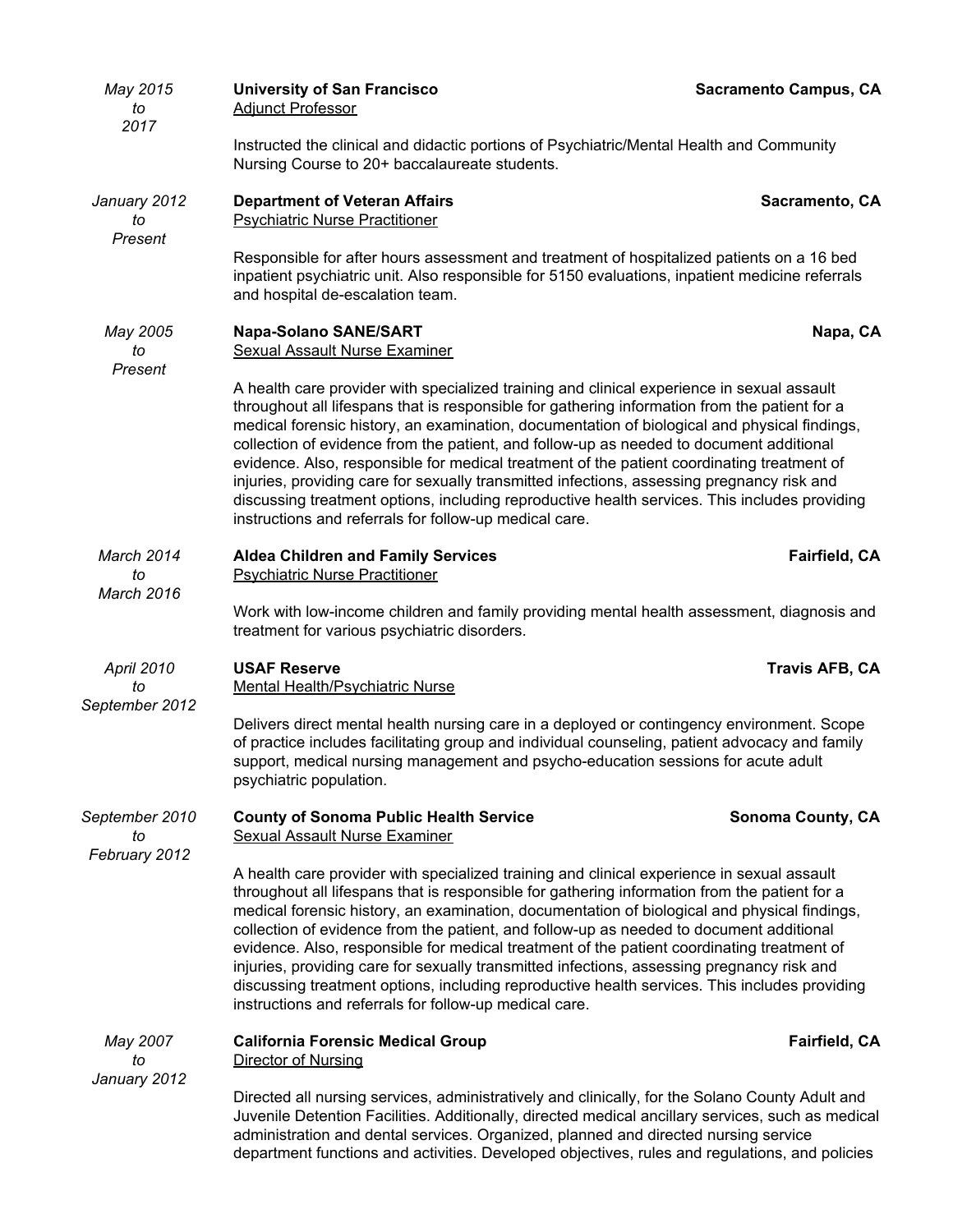*May 2015 to 2017*

**University of San Francisco** — **Sacramento Campus, CA**
Adjunct Professor

Instructed the clinical and didactic portions of Psychiatric/Mental Health and Community Nursing Course to 20+ baccalaureate students.

*January 2012 to Present*

**Department of Veteran Affairs** — **Sacramento, CA**
Psychiatric Nurse Practitioner

Responsible for after hours assessment and treatment of hospitalized patients on a 16 bed inpatient psychiatric unit. Also responsible for 5150 evaluations, inpatient medicine referrals and hospital de-escalation team.

*May 2005 to Present*

**Napa-Solano SANE/SART** — **Napa, CA**
Sexual Assault Nurse Examiner

A health care provider with specialized training and clinical experience in sexual assault throughout all lifespans that is responsible for gathering information from the patient for a medical forensic history, an examination, documentation of biological and physical findings, collection of evidence from the patient, and follow-up as needed to document additional evidence. Also, responsible for medical treatment of the patient coordinating treatment of injuries, providing care for sexually transmitted infections, assessing pregnancy risk and discussing treatment options, including reproductive health services. This includes providing instructions and referrals for follow-up medical care.

*March 2014 to March 2016*

**Aldea Children and Family Services** — **Fairfield, CA**
Psychiatric Nurse Practitioner

Work with low-income children and family providing mental health assessment, diagnosis and treatment for various psychiatric disorders.

*April 2010 to September 2012*

**USAF Reserve** — **Travis AFB, CA**
Mental Health/Psychiatric Nurse

Delivers direct mental health nursing care in a deployed or contingency environment. Scope of practice includes facilitating group and individual counseling, patient advocacy and family support, medical nursing management and psycho-education sessions for acute adult psychiatric population.

*September 2010 to February 2012*

**County of Sonoma Public Health Service** — **Sonoma County, CA**
Sexual Assault Nurse Examiner

A health care provider with specialized training and clinical experience in sexual assault throughout all lifespans that is responsible for gathering information from the patient for a medical forensic history, an examination, documentation of biological and physical findings, collection of evidence from the patient, and follow-up as needed to document additional evidence. Also, responsible for medical treatment of the patient coordinating treatment of injuries, providing care for sexually transmitted infections, assessing pregnancy risk and discussing treatment options, including reproductive health services. This includes providing instructions and referrals for follow-up medical care.

*May 2007 to January 2012*

**California Forensic Medical Group** — **Fairfield, CA**
Director of Nursing

Directed all nursing services, administratively and clinically, for the Solano County Adult and Juvenile Detention Facilities. Additionally, directed medical ancillary services, such as medical administration and dental services. Organized, planned and directed nursing service department functions and activities. Developed objectives, rules and regulations, and policies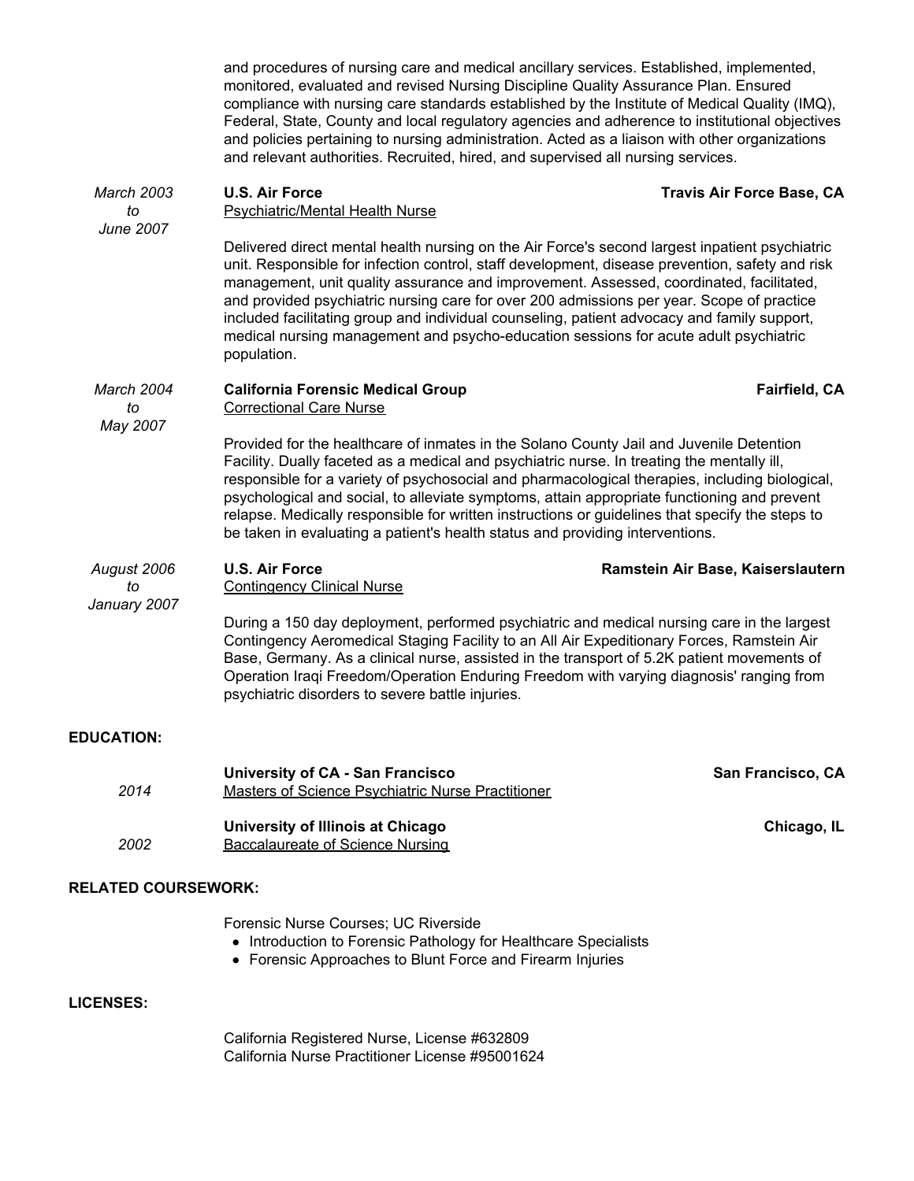and procedures of nursing care and medical ancillary services. Established, implemented, monitored, evaluated and revised Nursing Discipline Quality Assurance Plan. Ensured compliance with nursing care standards established by the Institute of Medical Quality (IMQ), Federal, State, County and local regulatory agencies and adherence to institutional objectives and policies pertaining to nursing administration. Acted as a liaison with other organizations and relevant authorities. Recruited, hired, and supervised all nursing services.

*March 2003 to June 2007*

**U.S. Air Force** — **Travis Air Force Base, CA**
Psychiatric/Mental Health Nurse

Delivered direct mental health nursing on the Air Force's second largest inpatient psychiatric unit. Responsible for infection control, staff development, disease prevention, safety and risk management, unit quality assurance and improvement. Assessed, coordinated, facilitated, and provided psychiatric nursing care for over 200 admissions per year. Scope of practice included facilitating group and individual counseling, patient advocacy and family support, medical nursing management and psycho-education sessions for acute adult psychiatric population.

*March 2004 to May 2007*

**California Forensic Medical Group** — **Fairfield, CA**
Correctional Care Nurse

Provided for the healthcare of inmates in the Solano County Jail and Juvenile Detention Facility. Dually faceted as a medical and psychiatric nurse. In treating the mentally ill, responsible for a variety of psychosocial and pharmacological therapies, including biological, psychological and social, to alleviate symptoms, attain appropriate functioning and prevent relapse. Medically responsible for written instructions or guidelines that specify the steps to be taken in evaluating a patient's health status and providing interventions.

*August 2006 to January 2007*

**U.S. Air Force** — **Ramstein Air Base, Kaiserslautern**
Contingency Clinical Nurse

During a 150 day deployment, performed psychiatric and medical nursing care in the largest Contingency Aeromedical Staging Facility to an All Air Expeditionary Forces, Ramstein Air Base, Germany. As a clinical nurse, assisted in the transport of 5.2K patient movements of Operation Iraqi Freedom/Operation Enduring Freedom with varying diagnosis' ranging from psychiatric disorders to severe battle injuries.

## EDUCATION:

*2014*

**University of CA - San Francisco** — **San Francisco, CA**
Masters of Science Psychiatric Nurse Practitioner

*2002*

**University of Illinois at Chicago** — **Chicago, IL**
Baccalaureate of Science Nursing

## RELATED COURSEWORK:

Forensic Nurse Courses; UC Riverside

- Introduction to Forensic Pathology for Healthcare Specialists
- Forensic Approaches to Blunt Force and Firearm Injuries

## LICENSES:

California Registered Nurse, License #632809
California Nurse Practitioner License #95001624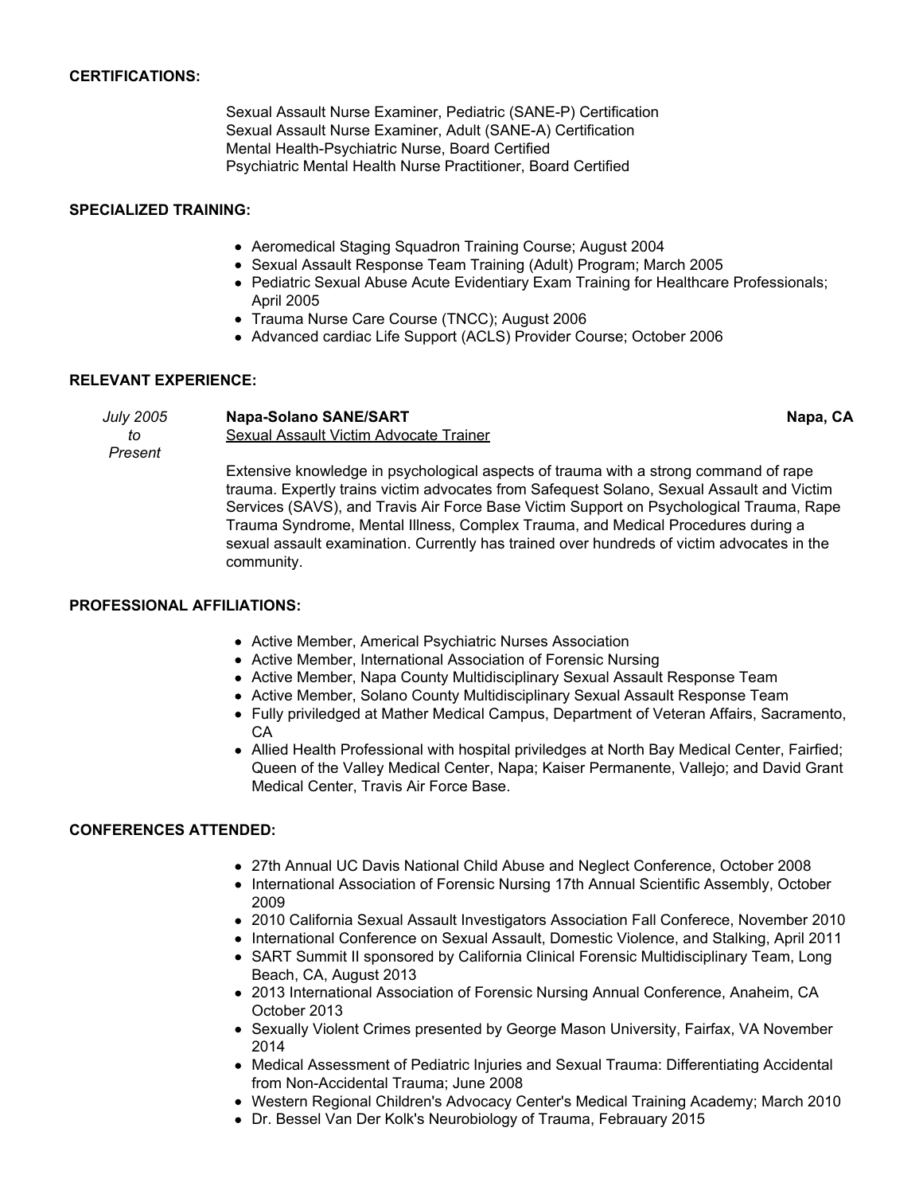## CERTIFICATIONS:

Sexual Assault Nurse Examiner, Pediatric (SANE-P) Certification
Sexual Assault Nurse Examiner, Adult (SANE-A) Certification
Mental Health-Psychiatric Nurse, Board Certified
Psychiatric Mental Health Nurse Practitioner, Board Certified

## SPECIALIZED TRAINING:

- Aeromedical Staging Squadron Training Course; August 2004
- Sexual Assault Response Team Training (Adult) Program; March 2005
- Pediatric Sexual Abuse Acute Evidentiary Exam Training for Healthcare Professionals; April 2005
- Trauma Nurse Care Course (TNCC); August 2006
- Advanced cardiac Life Support (ACLS) Provider Course; October 2006

## RELEVANT EXPERIENCE:

*July 2005 to Present* — **Napa-Solano SANE/SART** — **Napa, CA**
Sexual Assault Victim Advocate Trainer

Extensive knowledge in psychological aspects of trauma with a strong command of rape trauma. Expertly trains victim advocates from Safequest Solano, Sexual Assault and Victim Services (SAVS), and Travis Air Force Base Victim Support on Psychological Trauma, Rape Trauma Syndrome, Mental Illness, Complex Trauma, and Medical Procedures during a sexual assault examination. Currently has trained over hundreds of victim advocates in the community.

## PROFESSIONAL AFFILIATIONS:

- Active Member, Americal Psychiatric Nurses Association
- Active Member, International Association of Forensic Nursing
- Active Member, Napa County Multidisciplinary Sexual Assault Response Team
- Active Member, Solano County Multidisciplinary Sexual Assault Response Team
- Fully priviledged at Mather Medical Campus, Department of Veteran Affairs, Sacramento, CA
- Allied Health Professional with hospital priviledges at North Bay Medical Center, Fairfied; Queen of the Valley Medical Center, Napa; Kaiser Permanente, Vallejo; and David Grant Medical Center, Travis Air Force Base.

## CONFERENCES ATTENDED:

- 27th Annual UC Davis National Child Abuse and Neglect Conference, October 2008
- International Association of Forensic Nursing 17th Annual Scientific Assembly, October 2009
- 2010 California Sexual Assault Investigators Association Fall Conferece, November 2010
- International Conference on Sexual Assault, Domestic Violence, and Stalking, April 2011
- SART Summit II sponsored by California Clinical Forensic Multidisciplinary Team, Long Beach, CA, August 2013
- 2013 International Association of Forensic Nursing Annual Conference, Anaheim, CA October 2013
- Sexually Violent Crimes presented by George Mason University, Fairfax, VA November 2014
- Medical Assessment of Pediatric Injuries and Sexual Trauma: Differentiating Accidental from Non-Accidental Trauma; June 2008
- Western Regional Children's Advocacy Center's Medical Training Academy; March 2010
- Dr. Bessel Van Der Kolk's Neurobiology of Trauma, Febrauary 2015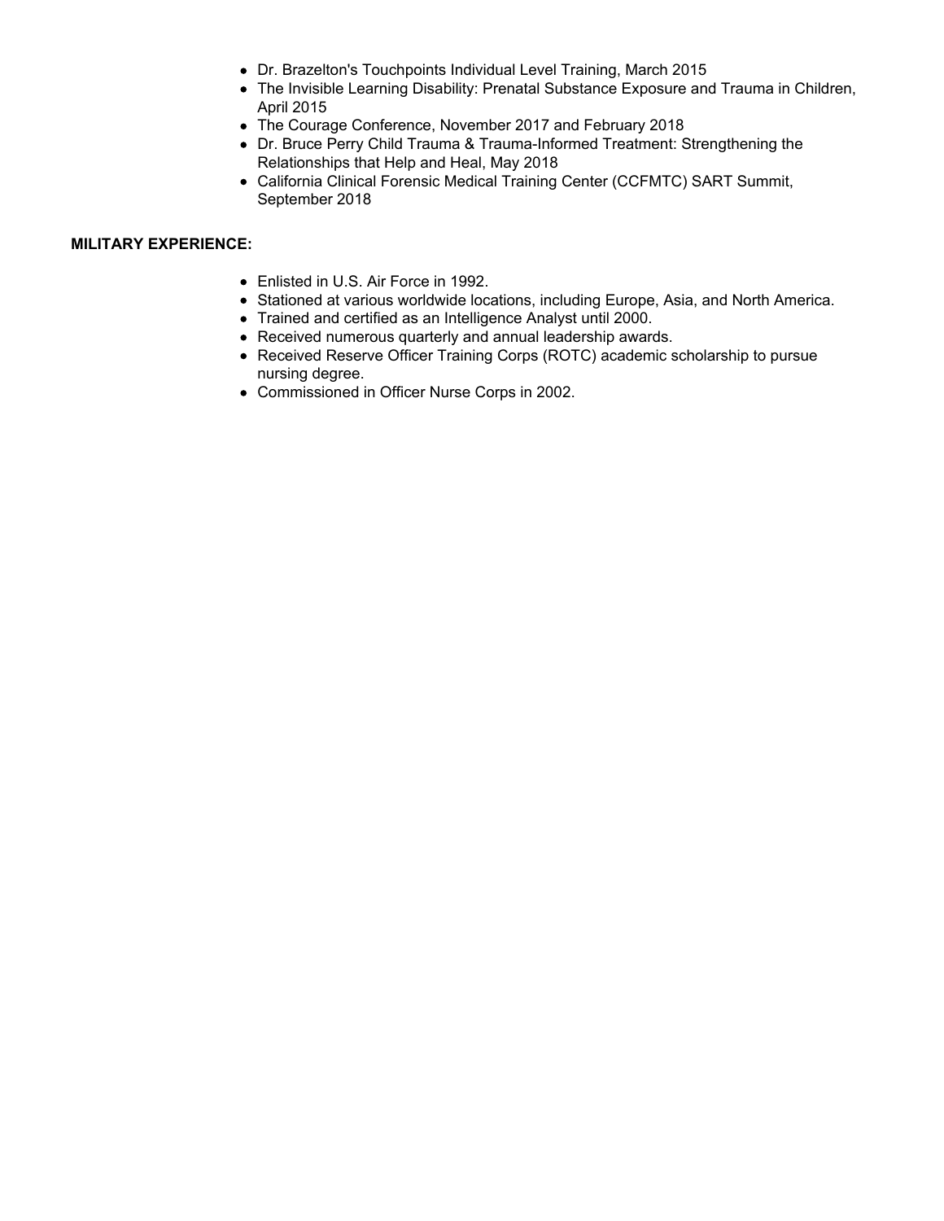- Dr. Brazelton's Touchpoints Individual Level Training, March 2015
- The Invisible Learning Disability: Prenatal Substance Exposure and Trauma in Children, April 2015
- The Courage Conference, November 2017 and February 2018
- Dr. Bruce Perry Child Trauma & Trauma-Informed Treatment: Strengthening the Relationships that Help and Heal, May 2018
- California Clinical Forensic Medical Training Center (CCFMTC) SART Summit, September 2018

**MILITARY EXPERIENCE:**

- Enlisted in U.S. Air Force in 1992.
- Stationed at various worldwide locations, including Europe, Asia, and North America.
- Trained and certified as an Intelligence Analyst until 2000.
- Received numerous quarterly and annual leadership awards.
- Received Reserve Officer Training Corps (ROTC) academic scholarship to pursue nursing degree.
- Commissioned in Officer Nurse Corps in 2002.